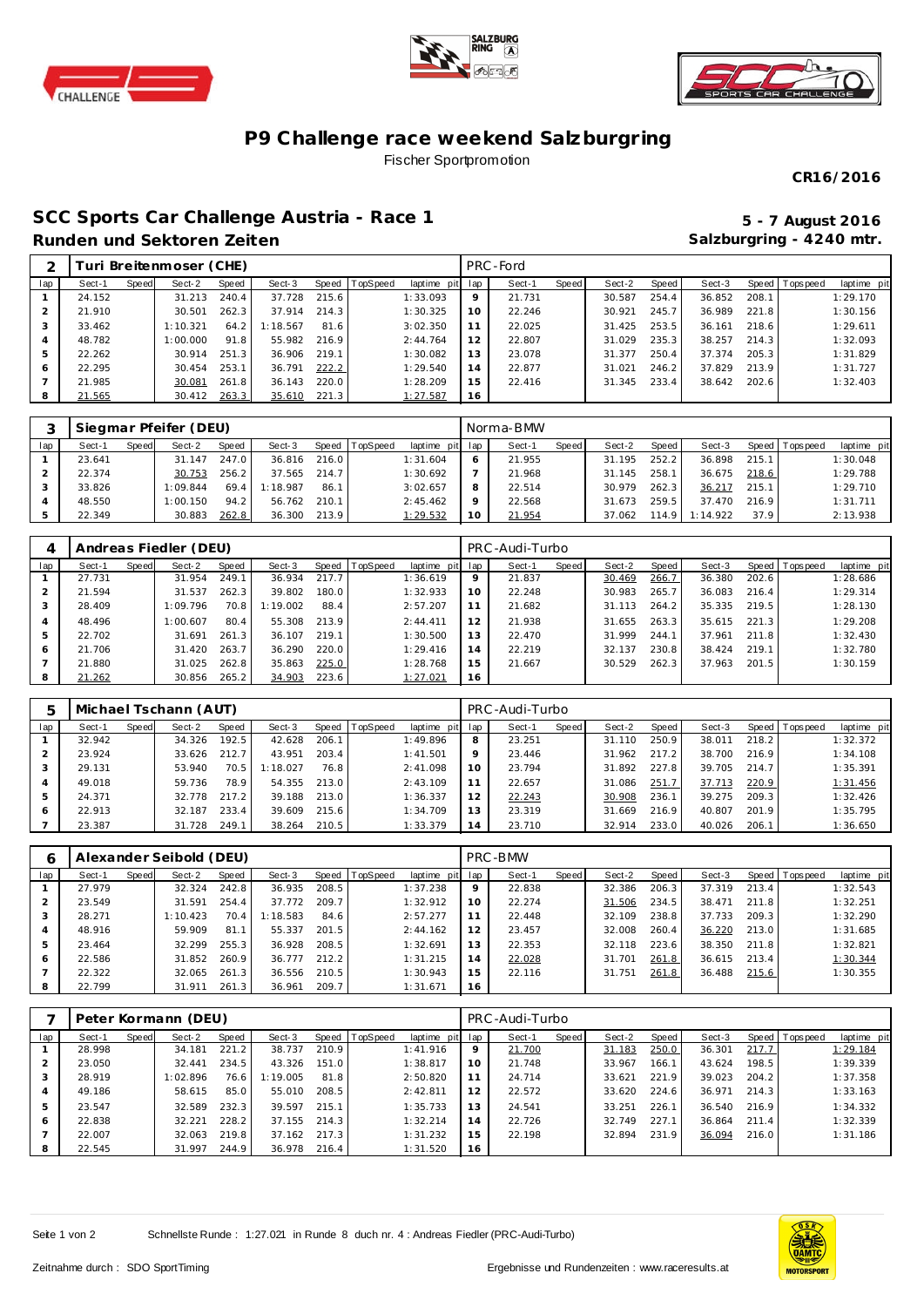# P9 Challenge race weekend Salzburgring

Fischer Sportpromotion

**CR16/2016**

## SCC Sports Car Challenge Austria - Race 1

**5 - 7 August 2016**

### Runden und Sektoren Zeiten

**Salzburgring - 4240 mtr.**

| 2 | Turi Breitenmoser (CHE) | | | | | | | | PRC-Ford | | | | | | | | |
|---|---|---|---|---|---|---|---|---|---|---|---|---|---|---|---|---|---|
| lap | Sect-1 | Speed | Sect-2 | Speed | Sect-3 | Speed | TopSpeed | laptime pit | lap | Sect-1 | Speed | Sect-2 | Speed | Sect-3 | Speed | Topspeed | laptime pit |
| 1 | 24.152 | | 31.213 | 240.4 | 37.728 | 215.6 | | 1:33.093 | 9 | 21.731 | | 30.587 | 254.4 | 36.852 | 208.1 | | 1:29.170 |
| 2 | 21.910 | | 30.501 | 262.3 | 37.914 | 214.3 | | 1:30.325 | 10 | 22.246 | | 30.921 | 245.7 | 36.989 | 221.8 | | 1:30.156 |
| 3 | 33.462 | | 1:10.321 | 64.2 | 1:18.567 | 81.6 | | 3:02.350 | 11 | 22.025 | | 31.425 | 253.5 | 36.161 | 218.6 | | 1:29.611 |
| 4 | 48.782 | | 1:00.000 | 91.8 | 55.982 | 216.9 | | 2:44.764 | 12 | 22.807 | | 31.029 | 235.3 | 38.257 | 214.3 | | 1:32.093 |
| 5 | 22.262 | | 30.914 | 251.3 | 36.906 | 219.1 | | 1:30.082 | 13 | 23.078 | | 31.377 | 250.4 | 37.374 | 205.3 | | 1:31.829 |
| 6 | 22.295 | | 30.454 | 253.1 | 36.791 | 222.2 | | 1:29.540 | 14 | 22.877 | | 31.021 | 246.2 | 37.829 | 213.9 | | 1:31.727 |
| 7 | 21.985 | | 30.081 | 261.8 | 36.143 | 220.0 | | 1:28.209 | 15 | 22.416 | | 31.345 | 233.4 | 38.642 | 202.6 | | 1:32.403 |
| 8 | 21.565 | | 30.412 | 263.3 | 35.610 | 221.3 | | 1:27.587 | 16 | | | | | | | | |

| 3 | Siegmar Pfeifer (DEU) | | | | | | | | Norma-BMW | | | | | | | | |
|---|---|---|---|---|---|---|---|---|---|---|---|---|---|---|---|---|---|
| lap | Sect-1 | Speed | Sect-2 | Speed | Sect-3 | Speed | TopSpeed | laptime pit | lap | Sect-1 | Speed | Sect-2 | Speed | Sect-3 | Speed | Topspeed | laptime pit |
| 1 | 23.641 | | 31.147 | 247.0 | 36.816 | 216.0 | | 1:31.604 | 6 | 21.955 | | 31.195 | 252.2 | 36.898 | 215.1 | | 1:30.048 |
| 2 | 22.374 | | 30.753 | 256.2 | 37.565 | 214.7 | | 1:30.692 | 7 | 21.968 | | 31.145 | 258.1 | 36.675 | 218.6 | | 1:29.788 |
| 3 | 33.826 | | 1:09.844 | 69.4 | 1:18.987 | 86.1 | | 3:02.657 | 8 | 22.514 | | 30.979 | 262.3 | 36.217 | 215.1 | | 1:29.710 |
| 4 | 48.550 | | 1:00.150 | 94.2 | 56.762 | 210.1 | | 2:45.462 | 9 | 22.568 | | 31.673 | 259.5 | 37.470 | 216.9 | | 1:31.711 |
| 5 | 22.349 | | 30.883 | 262.8 | 36.300 | 213.9 | | 1:29.532 | 10 | 21.954 | | 37.062 | 114.9 | 1:14.922 | 37.9 | | 2:13.938 |

| 4 | Andreas Fiedler (DEU) | | | | | | | | PRC-Audi-Turbo | | | | | | | | |
|---|---|---|---|---|---|---|---|---|---|---|---|---|---|---|---|---|---|
| lap | Sect-1 | Speed | Sect-2 | Speed | Sect-3 | Speed | TopSpeed | laptime pit | lap | Sect-1 | Speed | Sect-2 | Speed | Sect-3 | Speed | Topspeed | laptime pit |
| 1 | 27.731 | | 31.954 | 249.1 | 36.934 | 217.7 | | 1:36.619 | 9 | 21.837 | | 30.469 | 266.7 | 36.380 | 202.6 | | 1:28.686 |
| 2 | 21.594 | | 31.537 | 262.3 | 39.802 | 180.0 | | 1:32.933 | 10 | 22.248 | | 30.983 | 265.7 | 36.083 | 216.4 | | 1:29.314 |
| 3 | 28.409 | | 1:09.796 | 70.8 | 1:19.002 | 88.4 | | 2:57.207 | 11 | 21.682 | | 31.113 | 264.2 | 35.335 | 219.5 | | 1:28.130 |
| 4 | 48.496 | | 1:00.607 | 80.4 | 55.308 | 213.9 | | 2:44.411 | 12 | 21.938 | | 31.655 | 263.3 | 35.615 | 221.3 | | 1:29.208 |
| 5 | 22.702 | | 31.691 | 261.3 | 36.107 | 219.1 | | 1:30.500 | 13 | 22.470 | | 31.999 | 244.1 | 37.961 | 211.8 | | 1:32.430 |
| 6 | 21.706 | | 31.420 | 263.7 | 36.290 | 220.0 | | 1:29.416 | 14 | 22.219 | | 32.137 | 230.8 | 38.424 | 219.1 | | 1:32.780 |
| 7 | 21.880 | | 31.025 | 262.8 | 35.863 | 225.0 | | 1:28.768 | 15 | 21.667 | | 30.529 | 262.3 | 37.963 | 201.5 | | 1:30.159 |
| 8 | 21.262 | | 30.856 | 265.2 | 34.903 | 223.6 | | 1:27.021 | 16 | | | | | | | | |

| 5 | Michael Tschann (AUT) | | | | | | | | PRC-Audi-Turbo | | | | | | | | |
|---|---|---|---|---|---|---|---|---|---|---|---|---|---|---|---|---|---|
| lap | Sect-1 | Speed | Sect-2 | Speed | Sect-3 | Speed | TopSpeed | laptime pit | lap | Sect-1 | Speed | Sect-2 | Speed | Sect-3 | Speed | Topspeed | laptime pit |
| 1 | 32.942 | | 34.326 | 192.5 | 42.628 | 206.1 | | 1:49.896 | 8 | 23.251 | | 31.110 | 250.9 | 38.011 | 218.2 | | 1:32.372 |
| 2 | 23.924 | | 33.626 | 212.7 | 43.951 | 203.4 | | 1:41.501 | 9 | 23.446 | | 31.962 | 217.2 | 38.700 | 216.9 | | 1:34.108 |
| 3 | 29.131 | | 53.940 | 70.5 | 1:18.027 | 76.8 | | 2:41.098 | 10 | 23.794 | | 31.892 | 227.8 | 39.705 | 214.7 | | 1:35.391 |
| 4 | 49.018 | | 59.736 | 78.9 | 54.355 | 213.0 | | 2:43.109 | 11 | 22.657 | | 31.086 | 251.7 | 37.713 | 220.9 | | 1:31.456 |
| 5 | 24.371 | | 32.778 | 217.2 | 39.188 | 213.0 | | 1:36.337 | 12 | 22.243 | | 30.908 | 236.1 | 39.275 | 209.3 | | 1:32.426 |
| 6 | 22.913 | | 32.187 | 233.4 | 39.609 | 215.6 | | 1:34.709 | 13 | 23.319 | | 31.669 | 216.9 | 40.807 | 201.9 | | 1:35.795 |
| 7 | 23.387 | | 31.728 | 249.1 | 38.264 | 210.5 | | 1:33.379 | 14 | 23.710 | | 32.914 | 233.0 | 40.026 | 206.1 | | 1:36.650 |

| 6 | Alexander Seibold (DEU) | | | | | | | | PRC-BMW | | | | | | | | |
|---|---|---|---|---|---|---|---|---|---|---|---|---|---|---|---|---|---|
| lap | Sect-1 | Speed | Sect-2 | Speed | Sect-3 | Speed | TopSpeed | laptime pit | lap | Sect-1 | Speed | Sect-2 | Speed | Sect-3 | Speed | Topspeed | laptime pit |
| 1 | 27.979 | | 32.324 | 242.8 | 36.935 | 208.5 | | 1:37.238 | 9 | 22.838 | | 32.386 | 206.3 | 37.319 | 213.4 | | 1:32.543 |
| 2 | 23.549 | | 31.591 | 254.4 | 37.772 | 209.7 | | 1:32.912 | 10 | 22.274 | | 31.506 | 234.5 | 38.471 | 211.8 | | 1:32.251 |
| 3 | 28.271 | | 1:10.423 | 70.4 | 1:18.583 | 84.6 | | 2:57.277 | 11 | 22.448 | | 32.109 | 238.8 | 37.733 | 209.3 | | 1:32.290 |
| 4 | 48.916 | | 59.909 | 81.1 | 55.337 | 201.5 | | 2:44.162 | 12 | 23.457 | | 32.008 | 260.4 | 36.220 | 213.0 | | 1:31.685 |
| 5 | 23.464 | | 32.299 | 255.3 | 36.928 | 208.5 | | 1:32.691 | 13 | 22.353 | | 32.118 | 223.6 | 38.350 | 211.8 | | 1:32.821 |
| 6 | 22.586 | | 31.852 | 260.9 | 36.777 | 212.2 | | 1:31.215 | 14 | 22.028 | | 31.701 | 261.8 | 36.615 | 213.4 | | 1:30.344 |
| 7 | 22.322 | | 32.065 | 261.3 | 36.556 | 210.5 | | 1:30.943 | 15 | 22.116 | | 31.751 | 261.8 | 36.488 | 215.6 | | 1:30.355 |
| 8 | 22.799 | | 31.911 | 261.3 | 36.961 | 209.7 | | 1:31.671 | 16 | | | | | | | | |

| 7 | Peter Kormann (DEU) | | | | | | | | PRC-Audi-Turbo | | | | | | | | |
|---|---|---|---|---|---|---|---|---|---|---|---|---|---|---|---|---|---|
| lap | Sect-1 | Speed | Sect-2 | Speed | Sect-3 | Speed | TopSpeed | laptime pit | lap | Sect-1 | Speed | Sect-2 | Speed | Sect-3 | Speed | Topspeed | laptime pit |
| 1 | 28.998 | | 34.181 | 221.2 | 38.737 | 210.9 | | 1:41.916 | 9 | 21.700 | | 31.183 | 250.0 | 36.301 | 217.7 | | 1:29.184 |
| 2 | 23.050 | | 32.441 | 234.5 | 43.326 | 151.0 | | 1:38.817 | 10 | 21.748 | | 33.967 | 166.1 | 43.624 | 198.5 | | 1:39.339 |
| 3 | 28.919 | | 1:02.896 | 76.6 | 1:19.005 | 81.8 | | 2:50.820 | 11 | 24.714 | | 33.621 | 221.9 | 39.023 | 204.2 | | 1:37.358 |
| 4 | 49.186 | | 58.615 | 85.0 | 55.010 | 208.5 | | 2:42.811 | 12 | 22.572 | | 33.620 | 224.6 | 36.971 | 214.3 | | 1:33.163 |
| 5 | 23.547 | | 32.589 | 232.3 | 39.597 | 215.1 | | 1:35.733 | 13 | 24.541 | | 33.251 | 226.1 | 36.540 | 216.9 | | 1:34.332 |
| 6 | 22.838 | | 32.221 | 228.2 | 37.155 | 214.3 | | 1:32.214 | 14 | 22.726 | | 32.749 | 227.1 | 36.864 | 211.4 | | 1:32.339 |
| 7 | 22.007 | | 32.063 | 219.8 | 37.162 | 217.3 | | 1:31.232 | 15 | 22.198 | | 32.894 | 231.9 | 36.094 | 216.0 | | 1:31.186 |
| 8 | 22.545 | | 31.997 | 244.9 | 36.978 | 216.4 | | 1:31.520 | 16 | | | | | | | | |

Schnellste Runde : 1:27.021 in Runde 8 duch nr. 4 : Andreas Fiedler (PRC-Audi-Turbo)

Zeitnahme durch : SDO SportTiming

Ergebnisse und Rundenzeiten : www.raceresults.at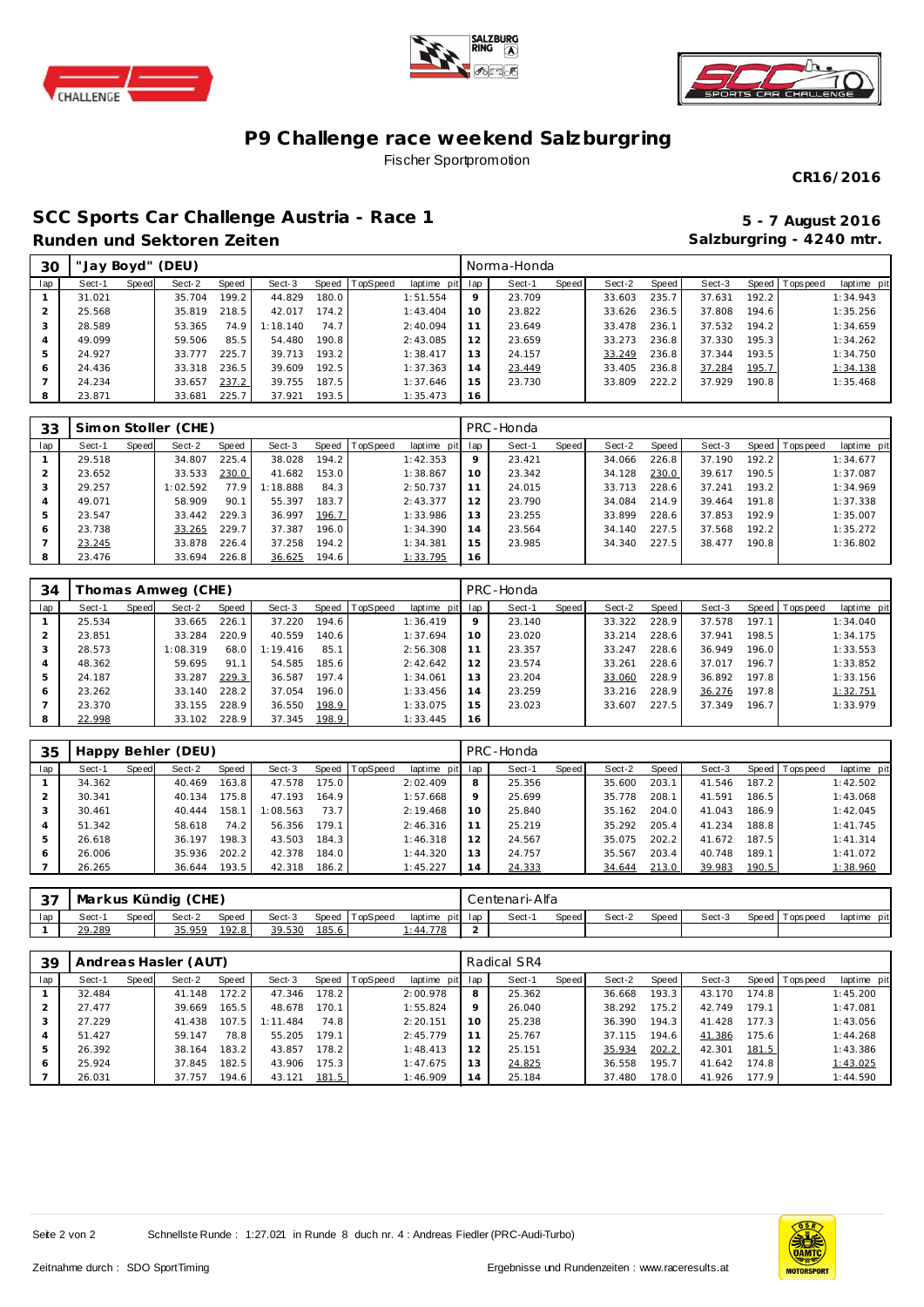# P9 Challenge race weekend Salzburgring

Fischer Sportpromotion

**CR16/2016**

## SCC Sports Car Challenge Austria - Race 1

**5 - 7 August 2016**

### Runden und Sektoren Zeiten

**Salzburgring - 4240 mtr.**

| 30 | "Jay Boyd" (DEU) | | | | | | | | Norma-Honda | | | | | | | | |
|---|---|---|---|---|---|---|---|---|---|---|---|---|---|---|---|---|---|
| lap | Sect-1 | Speed | Sect-2 | Speed | Sect-3 | Speed | TopSpeed | laptime pit | lap | Sect-1 | Speed | Sect-2 | Speed | Sect-3 | Speed | Topspeed | laptime pit |
| 1 | 31.021 | | 35.704 | 199.2 | 44.829 | 180.0 | | 1:51.554 | 9 | 23.709 | | 33.603 | 235.7 | 37.631 | 192.2 | | 1:34.943 |
| 2 | 25.568 | | 35.819 | 218.5 | 42.017 | 174.2 | | 1:43.404 | 10 | 23.822 | | 33.626 | 236.5 | 37.808 | 194.6 | | 1:35.256 |
| 3 | 28.589 | | 53.365 | 74.9 | 1:18.140 | 74.7 | | 2:40.094 | 11 | 23.649 | | 33.478 | 236.1 | 37.532 | 194.2 | | 1:34.659 |
| 4 | 49.099 | | 59.506 | 85.5 | 54.480 | 190.8 | | 2:43.085 | 12 | 23.659 | | 33.273 | 236.8 | 37.330 | 195.3 | | 1:34.262 |
| 5 | 24.927 | | 33.777 | 225.7 | 39.713 | 193.2 | | 1:38.417 | 13 | 24.157 | | 33.249 | 236.8 | 37.344 | 193.5 | | 1:34.750 |
| 6 | 24.436 | | 33.318 | 236.5 | 39.609 | 192.5 | | 1:37.363 | 14 | 23.449 | | 33.405 | 236.8 | 37.284 | 195.7 | | 1:34.138 |
| 7 | 24.234 | | 33.657 | 237.2 | 39.755 | 187.5 | | 1:37.646 | 15 | 23.730 | | 33.809 | 222.2 | 37.929 | 190.8 | | 1:35.468 |
| 8 | 23.871 | | 33.681 | 225.7 | 37.921 | 193.5 | | 1:35.473 | 16 | | | | | | | | |

| 33 | Simon Stoller (CHE) | | | | | | | | PRC-Honda | | | | | | | | |
|---|---|---|---|---|---|---|---|---|---|---|---|---|---|---|---|---|---|
| lap | Sect-1 | Speed | Sect-2 | Speed | Sect-3 | Speed | TopSpeed | laptime pit | lap | Sect-1 | Speed | Sect-2 | Speed | Sect-3 | Speed | Topspeed | laptime pit |
| 1 | 29.518 | | 34.807 | 225.4 | 38.028 | 194.2 | | 1:42.353 | 9 | 23.421 | | 34.066 | 226.8 | 37.190 | 192.2 | | 1:34.677 |
| 2 | 23.652 | | 33.533 | 230.0 | 41.682 | 153.0 | | 1:38.867 | 10 | 23.342 | | 34.128 | 230.0 | 39.617 | 190.5 | | 1:37.087 |
| 3 | 29.257 | | 1:02.592 | 77.9 | 1:18.888 | 84.3 | | 2:50.737 | 11 | 24.015 | | 33.713 | 228.6 | 37.241 | 193.2 | | 1:34.969 |
| 4 | 49.071 | | 58.909 | 90.1 | 55.397 | 183.7 | | 2:43.377 | 12 | 23.790 | | 34.084 | 214.9 | 39.464 | 191.8 | | 1:37.338 |
| 5 | 23.547 | | 33.442 | 229.3 | 36.997 | 196.7 | | 1:33.986 | 13 | 23.255 | | 33.899 | 228.6 | 37.853 | 192.9 | | 1:35.007 |
| 6 | 23.738 | | 33.265 | 229.7 | 37.387 | 196.0 | | 1:34.390 | 14 | 23.564 | | 34.140 | 227.5 | 37.568 | 192.2 | | 1:35.272 |
| 7 | 23.245 | | 33.878 | 226.4 | 37.258 | 194.2 | | 1:34.381 | 15 | 23.985 | | 34.340 | 227.5 | 38.477 | 190.8 | | 1:36.802 |
| 8 | 23.476 | | 33.694 | 226.8 | 36.625 | 194.6 | | 1:33.795 | 16 | | | | | | | | |

| 34 | Thomas Amweg (CHE) | | | | | | | | PRC-Honda | | | | | | | | |
|---|---|---|---|---|---|---|---|---|---|---|---|---|---|---|---|---|---|
| lap | Sect-1 | Speed | Sect-2 | Speed | Sect-3 | Speed | TopSpeed | laptime pit | lap | Sect-1 | Speed | Sect-2 | Speed | Sect-3 | Speed | Topspeed | laptime pit |
| 1 | 25.534 | | 33.665 | 226.1 | 37.220 | 194.6 | | 1:36.419 | 9 | 23.140 | | 33.322 | 228.9 | 37.578 | 197.1 | | 1:34.040 |
| 2 | 23.851 | | 33.284 | 220.9 | 40.559 | 140.6 | | 1:37.694 | 10 | 23.020 | | 33.214 | 228.6 | 37.941 | 198.5 | | 1:34.175 |
| 3 | 28.573 | | 1:08.319 | 68.0 | 1:19.416 | 85.1 | | 2:56.308 | 11 | 23.357 | | 33.247 | 228.6 | 36.949 | 196.0 | | 1:33.553 |
| 4 | 48.362 | | 59.695 | 91.1 | 54.585 | 185.6 | | 2:42.642 | 12 | 23.574 | | 33.261 | 228.6 | 37.017 | 196.7 | | 1:33.852 |
| 5 | 24.187 | | 33.287 | 229.3 | 36.587 | 197.4 | | 1:34.061 | 13 | 23.204 | | 33.060 | 228.9 | 36.892 | 197.8 | | 1:33.156 |
| 6 | 23.262 | | 33.140 | 228.2 | 37.054 | 196.0 | | 1:33.456 | 14 | 23.259 | | 33.216 | 228.9 | 36.276 | 197.8 | | 1:32.751 |
| 7 | 23.370 | | 33.155 | 228.9 | 36.550 | 198.9 | | 1:33.075 | 15 | 23.023 | | 33.607 | 227.5 | 37.349 | 196.7 | | 1:33.979 |
| 8 | 22.998 | | 33.102 | 228.9 | 37.345 | 198.9 | | 1:33.445 | 16 | | | | | | | | |

| 35 | Happy Behler (DEU) | | | | | | | | PRC-Honda | | | | | | | | |
|---|---|---|---|---|---|---|---|---|---|---|---|---|---|---|---|---|---|
| lap | Sect-1 | Speed | Sect-2 | Speed | Sect-3 | Speed | TopSpeed | laptime pit | lap | Sect-1 | Speed | Sect-2 | Speed | Sect-3 | Speed | Topspeed | laptime pit |
| 1 | 34.362 | | 40.469 | 163.8 | 47.578 | 175.0 | | 2:02.409 | 8 | 25.356 | | 35.600 | 203.1 | 41.546 | 187.2 | | 1:42.502 |
| 2 | 30.341 | | 40.134 | 175.8 | 47.193 | 164.9 | | 1:57.668 | 9 | 25.699 | | 35.778 | 208.1 | 41.591 | 186.5 | | 1:43.068 |
| 3 | 30.461 | | 40.444 | 158.1 | 1:08.563 | 73.7 | | 2:19.468 | 10 | 25.840 | | 35.162 | 204.0 | 41.043 | 186.9 | | 1:42.045 |
| 4 | 51.342 | | 58.618 | 74.2 | 56.356 | 179.1 | | 2:46.316 | 11 | 25.219 | | 35.292 | 205.4 | 41.234 | 188.8 | | 1:41.745 |
| 5 | 26.618 | | 36.197 | 198.3 | 43.503 | 184.3 | | 1:46.318 | 12 | 24.567 | | 35.075 | 202.2 | 41.672 | 187.5 | | 1:41.314 |
| 6 | 26.006 | | 35.936 | 202.2 | 42.378 | 184.0 | | 1:44.320 | 13 | 24.757 | | 35.567 | 203.4 | 40.748 | 189.1 | | 1:41.072 |
| 7 | 26.265 | | 36.644 | 193.5 | 42.318 | 186.2 | | 1:45.227 | 14 | 24.333 | | 34.644 | 213.0 | 39.983 | 190.5 | | 1:38.960 |

| 37 | Markus Kündig (CHE) | | | | | | | | Centenari-Alfa | | | | | | | | |
|---|---|---|---|---|---|---|---|---|---|---|---|---|---|---|---|---|---|
| lap | Sect-1 | Speed | Sect-2 | Speed | Sect-3 | Speed | TopSpeed | laptime pit | lap | Sect-1 | Speed | Sect-2 | Speed | Sect-3 | Speed | Topspeed | laptime pit |
| 1 | 29.289 | | 35.959 | 192.8 | 39.530 | 185.6 | | 1:44.778 | 2 | | | | | | | | |

| 39 | Andreas Hasler (AUT) | | | | | | | | Radical SR4 | | | | | | | | |
|---|---|---|---|---|---|---|---|---|---|---|---|---|---|---|---|---|---|
| lap | Sect-1 | Speed | Sect-2 | Speed | Sect-3 | Speed | TopSpeed | laptime pit | lap | Sect-1 | Speed | Sect-2 | Speed | Sect-3 | Speed | Topspeed | laptime pit |
| 1 | 32.484 | | 41.148 | 172.2 | 47.346 | 178.2 | | 2:00.978 | 8 | 25.362 | | 36.668 | 193.3 | 43.170 | 174.8 | | 1:45.200 |
| 2 | 27.477 | | 39.669 | 165.5 | 48.678 | 170.1 | | 1:55.824 | 9 | 26.040 | | 38.292 | 175.2 | 42.749 | 179.1 | | 1:47.081 |
| 3 | 27.229 | | 41.438 | 107.5 | 1:11.484 | 74.8 | | 2:20.151 | 10 | 25.238 | | 36.390 | 194.3 | 41.428 | 177.3 | | 1:43.056 |
| 4 | 51.427 | | 59.147 | 78.8 | 55.205 | 179.1 | | 2:45.779 | 11 | 25.767 | | 37.115 | 194.6 | 41.386 | 175.6 | | 1:44.268 |
| 5 | 26.392 | | 38.164 | 183.2 | 43.857 | 178.2 | | 1:48.413 | 12 | 25.151 | | 35.934 | 202.2 | 42.301 | 181.5 | | 1:43.386 |
| 6 | 25.924 | | 37.845 | 182.5 | 43.906 | 175.3 | | 1:47.675 | 13 | 24.825 | | 36.558 | 195.7 | 41.642 | 174.8 | | 1:43.025 |
| 7 | 26.031 | | 37.757 | 194.6 | 43.121 | 181.5 | | 1:46.909 | 14 | 25.184 | | 37.480 | 178.0 | 41.926 | 177.9 | | 1:44.590 |

Schnellste Runde : 1:27.021 in Runde 8 duch nr. 4 : Andreas Fiedler (PRC-Audi-Turbo)

Zeitnahme durch : SDO SportTiming

Ergebnisse und Rundenzeiten : www.raceresults.at